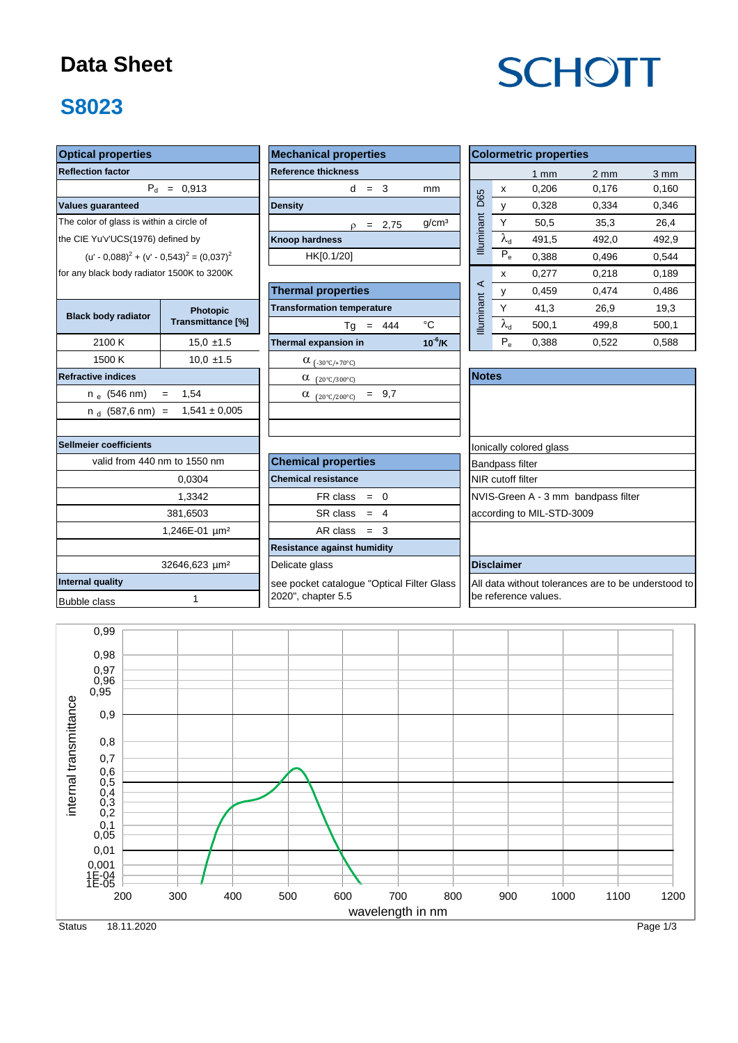# Data Sheet

## S8023

SCHOTT

### Optical properties

| Reflection factor | |
|---|---|
| $P_d$ = 0,913 | |

**Values guaranteed**

The color of glass is within a circle of the CIE Yu'v'UCS(1976) defined by

$(u' - 0{,}088)^2 + (v' - 0{,}543)^2 = (0{,}037)^2$

for any black body radiator 1500K to 3200K

| Black body radiator | Photopic Transmittance [%] |
|---|---|
| 2100 K | 15,0 ±1.5 |
| 1500 K | 10,0 ±1.5 |

**Refractive indices**

| | | |
|---|---|---|
| $n_e$ (546 nm) | = | 1,54 |
| $n_d$ (587,6 nm) | = | 1,541 ± 0,005 |

**Sellmeier coefficients**

| valid from 440 nm to 1550 nm |
|---|
| 0,0304 |
| 1,3342 |
| 381,6503 |
| 1,246E-01 µm² |
| |
| 32646,623 µm² |

**Internal quality**

| Bubble class | 1 |
|---|---|

### Mechanical properties

| Property | Value | Unit |
|---|---|---|
| **Reference thickness** | | |
| d | = 3 | mm |
| **Density** | | |
| ρ | = 2,75 | g/cm³ |
| **Knoop hardness** | | |
| HK[0.1/20] | | |

### Thermal properties

| Property | Value | Unit |
|---|---|---|
| **Transformation temperature** | | |
| Tg | = 444 | °C |
| **Thermal expansion in** | | $10^{-6}$/K |
| $\alpha_{(-30°C/+70°C)}$ | | |
| $\alpha_{(20°C/300°C)}$ | | |
| $\alpha_{(20°C/200°C)}$ | = 9,7 | |

### Chemical properties

| **Chemical resistance** | |
|---|---|
| FR class | = 0 |
| SR class | = 4 |
| AR class | = 3 |
| **Resistance against humidity** | |
| Delicate glass | |
| see pocket catalogue "Optical Filter Glass 2020", chapter 5.5 | |

### Colormetric properties

| | | 1 mm | 2 mm | 3 mm |
|---|---|---|---|---|
| Illuminant D65 | x | 0,206 | 0,176 | 0,160 |
| | y | 0,328 | 0,334 | 0,346 |
| | Y | 50,5 | 35,3 | 26,4 |
| | $\lambda_d$ | 491,5 | 492,0 | 492,9 |
| | $P_e$ | 0,388 | 0,496 | 0,544 |
| Illuminant A | x | 0,277 | 0,218 | 0,189 |
| | y | 0,459 | 0,474 | 0,486 |
| | Y | 41,3 | 26,9 | 19,3 |
| | $\lambda_d$ | 500,1 | 499,8 | 500,1 |
| | $P_e$ | 0,388 | 0,522 | 0,588 |

### Notes

Ionically colored glass

Bandpass filter

NIR cutoff filter

NVIS-Green A - 3 mm bandpass filter according to MIL-STD-3009

### Disclaimer

All data without tolerances are to be understood to be reference values.

Status 18.11.2020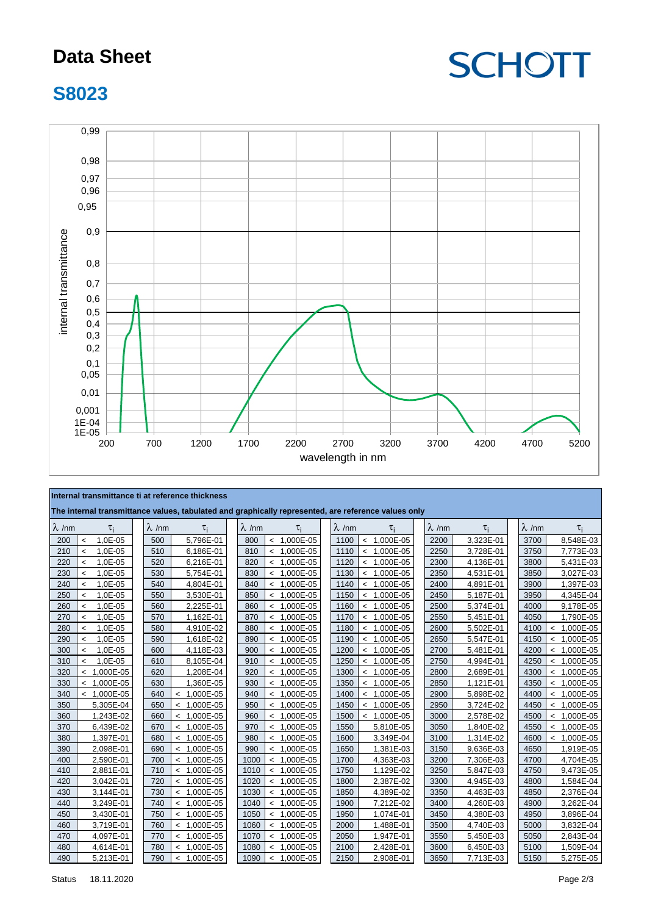# Data Sheet

## S8023

**Internal transmittance ti at reference thickness**

**The internal transmittance values, tabulated and graphically represented, are reference values only**

| λ /nm | $\tau_i$ | λ /nm | $\tau_i$ | λ /nm | $\tau_i$ | λ /nm | $\tau_i$ | λ /nm | $\tau_i$ | λ /nm | $\tau_i$ |
|---|---|---|---|---|---|---|---|---|---|---|---|
| 200 | < 1,0E-05 | 500 | 5,796E-01 | 800 | < 1,000E-05 | 1100 | < 1,000E-05 | 2200 | 3,323E-01 | 3700 | 8,548E-03 |
| 210 | < 1,0E-05 | 510 | 6,186E-01 | 810 | < 1,000E-05 | 1110 | < 1,000E-05 | 2250 | 3,728E-01 | 3750 | 7,773E-03 |
| 220 | < 1,0E-05 | 520 | 6,216E-01 | 820 | < 1,000E-05 | 1120 | < 1,000E-05 | 2300 | 4,136E-01 | 3800 | 5,431E-03 |
| 230 | < 1,0E-05 | 530 | 5,754E-01 | 830 | < 1,000E-05 | 1130 | < 1,000E-05 | 2350 | 4,531E-01 | 3850 | 3,027E-03 |
| 240 | < 1,0E-05 | 540 | 4,804E-01 | 840 | < 1,000E-05 | 1140 | < 1,000E-05 | 2400 | 4,891E-01 | 3900 | 1,397E-03 |
| 250 | < 1,0E-05 | 550 | 3,530E-01 | 850 | < 1,000E-05 | 1150 | < 1,000E-05 | 2450 | 5,187E-01 | 3950 | 4,345E-04 |
| 260 | < 1,0E-05 | 560 | 2,225E-01 | 860 | < 1,000E-05 | 1160 | < 1,000E-05 | 2500 | 5,374E-01 | 4000 | 9,178E-05 |
| 270 | < 1,0E-05 | 570 | 1,162E-01 | 870 | < 1,000E-05 | 1170 | < 1,000E-05 | 2550 | 5,451E-01 | 4050 | 1,790E-05 |
| 280 | < 1,0E-05 | 580 | 4,910E-02 | 880 | < 1,000E-05 | 1180 | < 1,000E-05 | 2600 | 5,502E-01 | 4100 | < 1,000E-05 |
| 290 | < 1,0E-05 | 590 | 1,618E-02 | 890 | < 1,000E-05 | 1190 | < 1,000E-05 | 2650 | 5,547E-01 | 4150 | < 1,000E-05 |
| 300 | < 1,0E-05 | 600 | 4,118E-03 | 900 | < 1,000E-05 | 1200 | < 1,000E-05 | 2700 | 5,481E-01 | 4200 | < 1,000E-05 |
| 310 | < 1,0E-05 | 610 | 8,105E-04 | 910 | < 1,000E-05 | 1250 | < 1,000E-05 | 2750 | 4,994E-01 | 4250 | < 1,000E-05 |
| 320 | < 1,000E-05 | 620 | 1,208E-04 | 920 | < 1,000E-05 | 1300 | < 1,000E-05 | 2800 | 2,689E-01 | 4300 | < 1,000E-05 |
| 330 | < 1,000E-05 | 630 | 1,360E-05 | 930 | < 1,000E-05 | 1350 | < 1,000E-05 | 2850 | 1,121E-01 | 4350 | < 1,000E-05 |
| 340 | < 1,000E-05 | 640 | < 1,000E-05 | 940 | < 1,000E-05 | 1400 | < 1,000E-05 | 2900 | 5,898E-02 | 4400 | < 1,000E-05 |
| 350 | 5,305E-04 | 650 | < 1,000E-05 | 950 | < 1,000E-05 | 1450 | < 1,000E-05 | 2950 | 3,724E-02 | 4450 | < 1,000E-05 |
| 360 | 1,243E-02 | 660 | < 1,000E-05 | 960 | < 1,000E-05 | 1500 | < 1,000E-05 | 3000 | 2,578E-02 | 4500 | < 1,000E-05 |
| 370 | 6,439E-02 | 670 | < 1,000E-05 | 970 | < 1,000E-05 | 1550 | 5,810E-05 | 3050 | 1,840E-02 | 4550 | < 1,000E-05 |
| 380 | 1,397E-01 | 680 | < 1,000E-05 | 980 | < 1,000E-05 | 1600 | 3,349E-04 | 3100 | 1,314E-02 | 4600 | < 1,000E-05 |
| 390 | 2,098E-01 | 690 | < 1,000E-05 | 990 | < 1,000E-05 | 1650 | 1,381E-03 | 3150 | 9,636E-03 | 4650 | 1,919E-05 |
| 400 | 2,590E-01 | 700 | < 1,000E-05 | 1000 | < 1,000E-05 | 1700 | 4,363E-03 | 3200 | 7,306E-03 | 4700 | 4,704E-05 |
| 410 | 2,881E-01 | 710 | < 1,000E-05 | 1010 | < 1,000E-05 | 1750 | 1,129E-02 | 3250 | 5,847E-03 | 4750 | 9,473E-05 |
| 420 | 3,042E-01 | 720 | < 1,000E-05 | 1020 | < 1,000E-05 | 1800 | 2,387E-02 | 3300 | 4,945E-03 | 4800 | 1,584E-04 |
| 430 | 3,144E-01 | 730 | < 1,000E-05 | 1030 | < 1,000E-05 | 1850 | 4,389E-02 | 3350 | 4,463E-03 | 4850 | 2,376E-04 |
| 440 | 3,249E-01 | 740 | < 1,000E-05 | 1040 | < 1,000E-05 | 1900 | 7,212E-02 | 3400 | 4,260E-03 | 4900 | 3,262E-04 |
| 450 | 3,430E-01 | 750 | < 1,000E-05 | 1050 | < 1,000E-05 | 1950 | 1,074E-01 | 3450 | 4,380E-03 | 4950 | 3,896E-04 |
| 460 | 3,719E-01 | 760 | < 1,000E-05 | 1060 | < 1,000E-05 | 2000 | 1,488E-01 | 3500 | 4,740E-03 | 5000 | 3,832E-04 |
| 470 | 4,097E-01 | 770 | < 1,000E-05 | 1070 | < 1,000E-05 | 2050 | 1,947E-01 | 3550 | 5,450E-03 | 5050 | 2,843E-04 |
| 480 | 4,614E-01 | 780 | < 1,000E-05 | 1080 | < 1,000E-05 | 2100 | 2,428E-01 | 3600 | 6,450E-03 | 5100 | 1,509E-04 |
| 490 | 5,213E-01 | 790 | < 1,000E-05 | 1090 | < 1,000E-05 | 2150 | 2,908E-01 | 3650 | 7,713E-03 | 5150 | 5,275E-05 |

Status 18.11.2020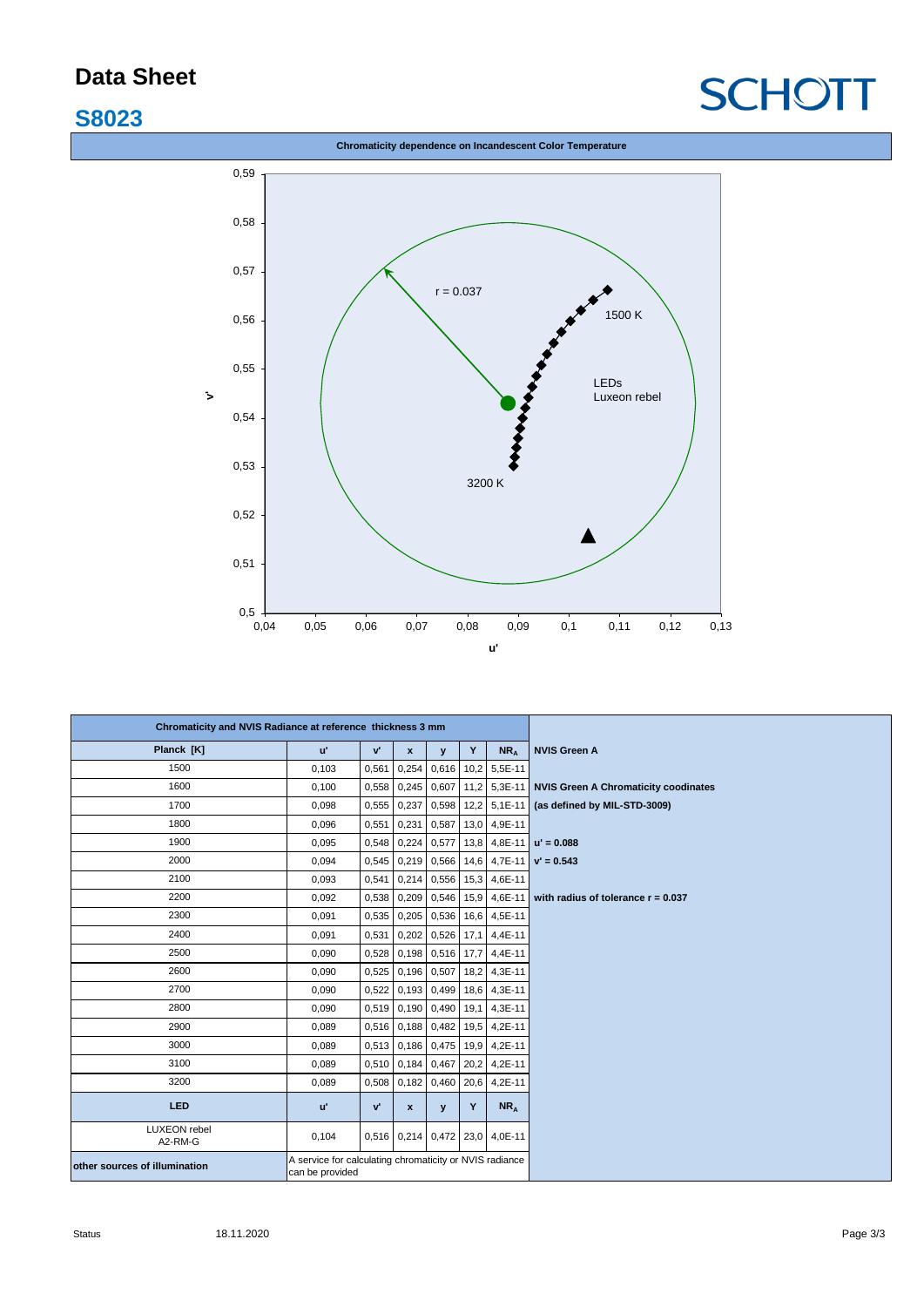# Data Sheet

## S8023

SCHOTT

**Chromaticity dependence on Incandescent Color Temperature**

0,59
0,58
0,57
0,56
0,55
0,54
0,53
0,52
0,51
0,5

v'

0,04 0,05 0,06 0,07 0,08 0,09 0,1 0,11 0,12 0,13

u'

r = 0.037

1500 K

LEDs
Luxeon rebel

3200 K

| Chromaticity and NVIS Radiance at reference thickness 3 mm | | | | | | | |
|---|---|---|---|---|---|---|---|
| Planck [K] | u' | v' | x | y | Y | $NR_A$ | **NVIS Green A** |
| 1500 | 0,103 | 0,561 | 0,254 | 0,616 | 10,2 | 5,5E-11 | |
| 1600 | 0,100 | 0,558 | 0,245 | 0,607 | 11,2 | 5,3E-11 | **NVIS Green A Chromaticity coodinates** |
| 1700 | 0,098 | 0,555 | 0,237 | 0,598 | 12,2 | 5,1E-11 | **(as defined by MIL-STD-3009)** |
| 1800 | 0,096 | 0,551 | 0,231 | 0,587 | 13,0 | 4,9E-11 | |
| 1900 | 0,095 | 0,548 | 0,224 | 0,577 | 13,8 | 4,8E-11 | **u' = 0.088** |
| 2000 | 0,094 | 0,545 | 0,219 | 0,566 | 14,6 | 4,7E-11 | **v' = 0.543** |
| 2100 | 0,093 | 0,541 | 0,214 | 0,556 | 15,3 | 4,6E-11 | |
| 2200 | 0,092 | 0,538 | 0,209 | 0,546 | 15,9 | 4,6E-11 | **with radius of tolerance r = 0.037** |
| 2300 | 0,091 | 0,535 | 0,205 | 0,536 | 16,6 | 4,5E-11 | |
| 2400 | 0,091 | 0,531 | 0,202 | 0,526 | 17,1 | 4,4E-11 | |
| 2500 | 0,090 | 0,528 | 0,198 | 0,516 | 17,7 | 4,4E-11 | |
| 2600 | 0,090 | 0,525 | 0,196 | 0,507 | 18,2 | 4,3E-11 | |
| 2700 | 0,090 | 0,522 | 0,193 | 0,499 | 18,6 | 4,3E-11 | |
| 2800 | 0,090 | 0,519 | 0,190 | 0,490 | 19,1 | 4,3E-11 | |
| 2900 | 0,089 | 0,516 | 0,188 | 0,482 | 19,5 | 4,2E-11 | |
| 3000 | 0,089 | 0,513 | 0,186 | 0,475 | 19,9 | 4,2E-11 | |
| 3100 | 0,089 | 0,510 | 0,184 | 0,467 | 20,2 | 4,2E-11 | |
| 3200 | 0,089 | 0,508 | 0,182 | 0,460 | 20,6 | 4,2E-11 | |
| **LED** | **u'** | **v'** | **x** | **y** | **Y** | **$NR_A$** | |
| LUXEON rebel A2-RM-G | 0,104 | 0,516 | 0,214 | 0,472 | 23,0 | 4,0E-11 | |
| **other sources of illumination** | A service for calculating chromaticity or NVIS radiance can be provided | | | | | | |

Status 18.11.2020